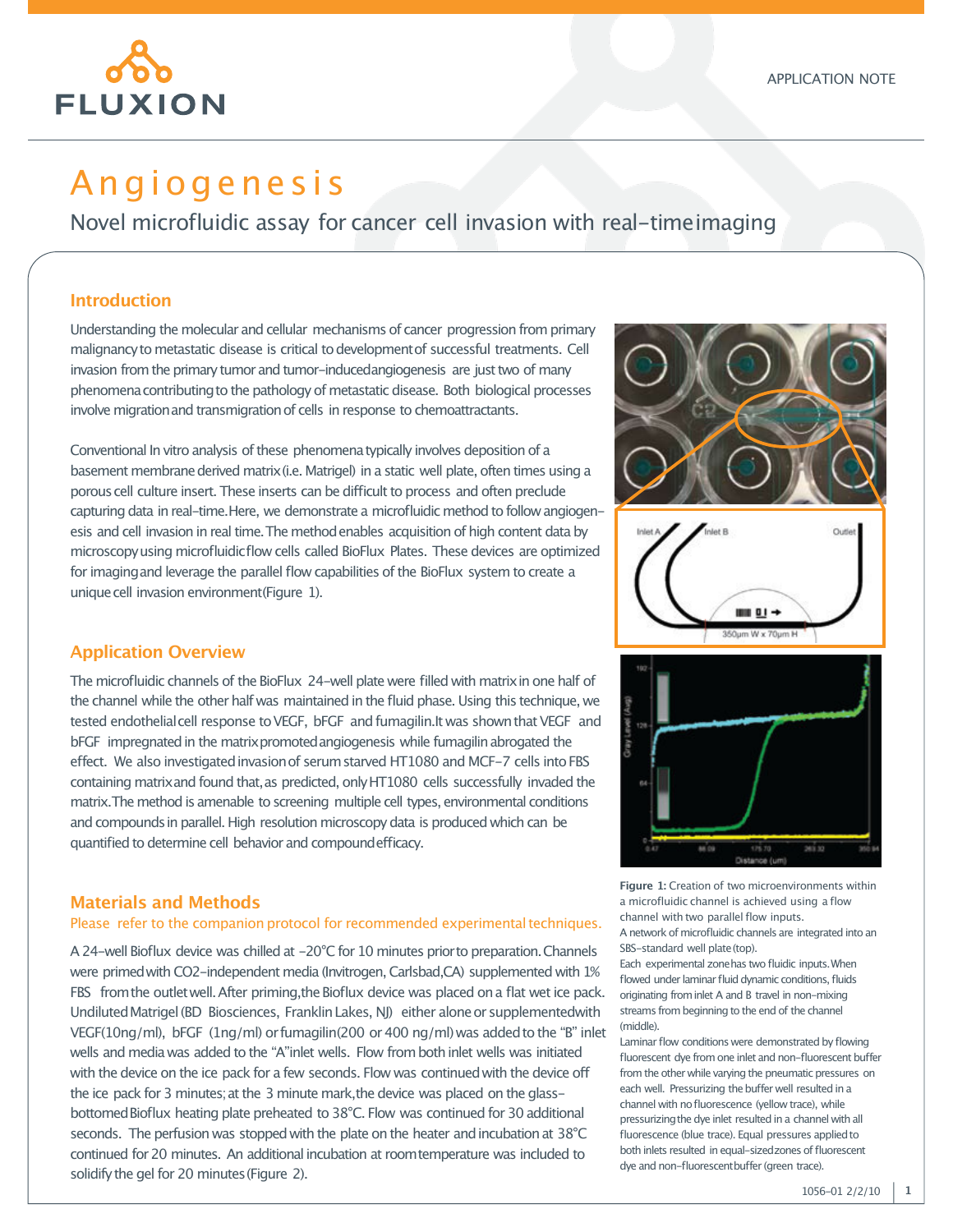# Angiogenesis

Novel microfluidic assay for cancer cell invasion with real-time imaging

## Introduction

Understanding the molecular and cellular mechanisms of cancer progression from primary malignancy to metastatic disease is critical to development of successful treatments. Cell invasion from the primary tumor and tumor-induced angiogenesis are just two of many phenomena contributing to the pathology of metastatic disease. Both biological processes involve migration and transmigration of cells in response to chemoattractants.

Conventional In vitro analysis of these phenomena typically involves deposition of a basement membrane derived matrix (i.e. Matrigel) in a static well plate, often times using a porous cell culture insert. These inserts can be difficult to process and often preclude capturing data in real-time. Here, we demonstrate a microfluidic method to follow angiogenesis and cell invasion in real time. The method enables acquisition of high content data by microscopy using microfluidic flow cells called BioFlux Plates. These devices are optimized for imaging and leverage the parallel flow capabilities of the BioFlux system to create a unique cell invasion environment (Figure 1).

## Application Overview

The microfluidic channels of the BioFlux 24-well plate were filled with matrix in one half of the channel while the other half was maintained in the fluid phase. Using this technique, we tested endothelial cell response to VEGF, bFGF and fumagilin. It was shown that VEGF and bFGF impregnated in the matrix promoted angiogenesis while fumagilin abrogated the effect. We also investigated invasion of serum starved HT1080 and MCF-7 cells into FBS containing matrix and found that, as predicted, only HT1080 cells successfully invaded the matrix. The method is amenable to screening multiple cell types, environmental conditions and compounds in parallel. High resolution microscopy data is produced which can be quantified to determine cell behavior and compound efficacy.

## Materials and Methods

Please refer to the companion protocol for recommended experimental techniques.

A 24-well Bioflux device was chilled at -20°C for 10 minutes prior to preparation. Channels were primed with $CO_2$-independent media (Invitrogen, Carlsbad, CA) supplemented with 1% FBS from the outlet well. After priming, the Bioflux device was placed on a flat wet ice pack. Undiluted Matrigel (BD Biosciences, Franklin Lakes, NJ) either alone or supplemented with VEGF (10ng/ml), bFGF (1ng/ml) or fumagilin (200 or 400 ng/ml) was added to the "B" inlet wells and media was added to the "A" inlet wells. Flow from both inlet wells was initiated with the device on the ice pack for a few seconds. Flow was continued with the device off the ice pack for 3 minutes; at the 3 minute mark, the device was placed on the glass-bottomed Bioflux heating plate preheated to 38°C. Flow was continued for 30 additional seconds. The perfusion was stopped with the plate on the heater and incubation at 38°C continued for 20 minutes. An additional incubation at room temperature was included to solidify the gel for 20 minutes (Figure 2).

**Figure 1:** Creation of two microenvironments within a microfluidic channel is achieved using a flow channel with two parallel flow inputs.
A network of microfluidic channels are integrated into an SBS-standard well plate (top).
Each experimental zone has two fluidic inputs. When flowed under laminar fluid dynamic conditions, fluids originating from inlet A and B travel in non-mixing streams from beginning to the end of the channel (middle).
Laminar flow conditions were demonstrated by flowing fluorescent dye from one inlet and non-fluorescent buffer from the other while varying the pneumatic pressures on each well. Pressurizing the buffer well resulted in a channel with no fluorescence (yellow trace), while pressurizing the dye inlet resulted in a channel with all fluorescence (blue trace). Equal pressures applied to both inlets resulted in equal-sized zones of fluorescent dye and non-fluorescent buffer (green trace).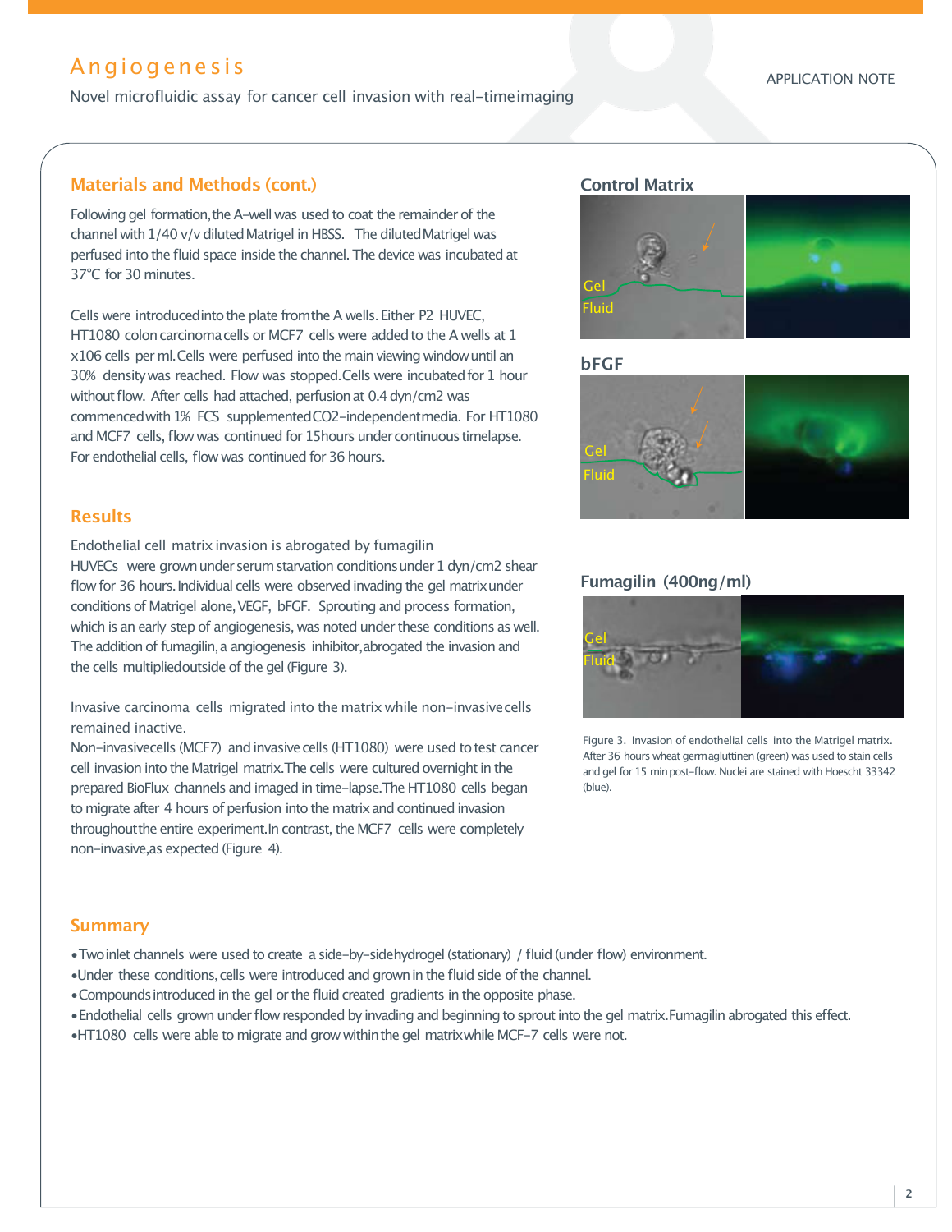## Materials and Methods (cont.)

Following gel formation, the A-well was used to coat the remainder of the channel with 1/40 v/v diluted Matrigel in HBSS. The diluted Matrigel was perfused into the fluid space inside the channel. The device was incubated at 37°C for 30 minutes.

Cells were introduced into the plate from the A wells. Either P2 HUVEC, HT1080 colon carcinoma cells or MCF7 cells were added to the A wells at 1 x106 cells per ml. Cells were perfused into the main viewing window until an 30% density was reached. Flow was stopped. Cells were incubated for 1 hour without flow. After cells had attached, perfusion at 0.4 dyn/cm2 was commenced with 1% FCS supplemented CO2-independent media. For HT1080 and MCF7 cells, flow was continued for 15hours under continuous timelapse. For endothelial cells, flow was continued for 36 hours.

## Results

Endothelial cell matrix invasion is abrogated by fumagilin

HUVECs were grown under serum starvation conditions under 1 dyn/cm2 shear flow for 36 hours. Individual cells were observed invading the gel matrix under conditions of Matrigel alone, VEGF, bFGF. Sprouting and process formation, which is an early step of angiogenesis, was noted under these conditions as well. The addition of fumagilin, a angiogenesis inhibitor, abrogated the invasion and the cells multiplied outside of the gel (Figure 3).

Invasive carcinoma cells migrated into the matrix while non-invasive cells remained inactive.

Non-invasive cells (MCF7) and invasive cells (HT1080) were used to test cancer cell invasion into the Matrigel matrix. The cells were cultured overnight in the prepared BioFlux channels and imaged in time-lapse. The HT1080 cells began to migrate after 4 hours of perfusion into the matrix and continued invasion throughout the entire experiment. In contrast, the MCF7 cells were completely non-invasive, as expected (Figure 4).

**Control Matrix**

Gel
Fluid

**bFGF**

Gel
Fluid

**Fumagilin (400ng/ml)**

Gel
Fluid

Figure 3. Invasion of endothelial cells into the Matrigel matrix. After 36 hours wheat germ agluttinen (green) was used to stain cells and gel for 15 min post-flow. Nuclei are stained with Hoescht 33342 (blue).

## Summary

- Two inlet channels were used to create a side-by-side hydrogel (stationary) / fluid (under flow) environment.
- Under these conditions, cells were introduced and grown in the fluid side of the channel.
- Compounds introduced in the gel or the fluid created gradients in the opposite phase.
- Endothelial cells grown under flow responded by invading and beginning to sprout into the gel matrix. Fumagilin abrogated this effect.
- HT1080 cells were able to migrate and grow within the gel matrix while MCF-7 cells were not.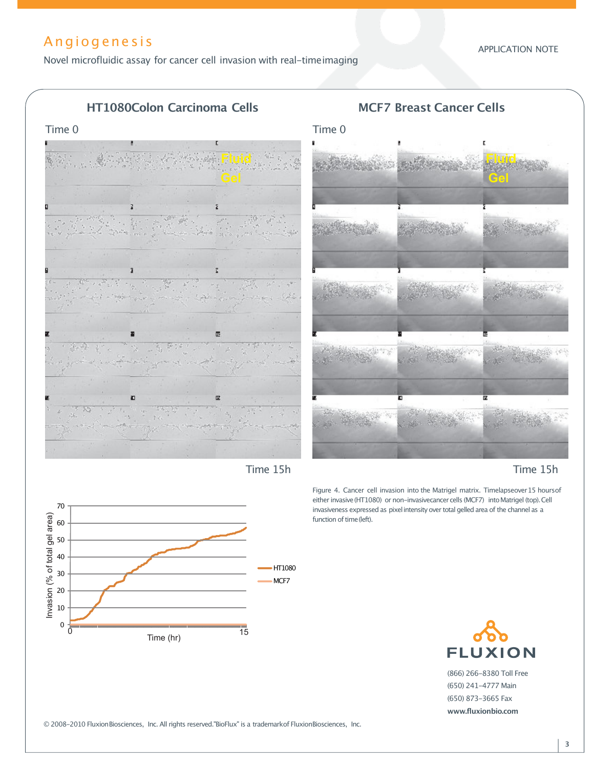# Angiogenesis

Novel microfluidic assay for cancer cell invasion with real-time imaging

APPLICATION NOTE

## HT1080Colon Carcinoma Cells

Time 0

Fluid

Gel

Time 15h

## MCF7 Breast Cancer Cells

Time 0

Fluid

Gel

Time 15h

70
60
50
40
30
20
10
0

Invasion (% of total gel area)

0
15

Time (hr)

HT1080
MCF7

Figure 4. Cancer cell invasion into the Matrigel matrix. Timelapse over 15 hours of either invasive (HT1080) or non-invasive cancer cells (MCF7) into Matrigel (top). Cell invasiveness expressed as pixel intensity over total gelled area of the channel as a function of time (left).

FLUXION

(866) 266-8380 Toll Free
(650) 241-4777 Main
(650) 873-3665 Fax
**www.fluxionbio.com**

© 2008-2010 Fluxion Biosciences, Inc. All rights reserved. "BioFlux" is a trademark of Fluxion Biosciences, Inc.